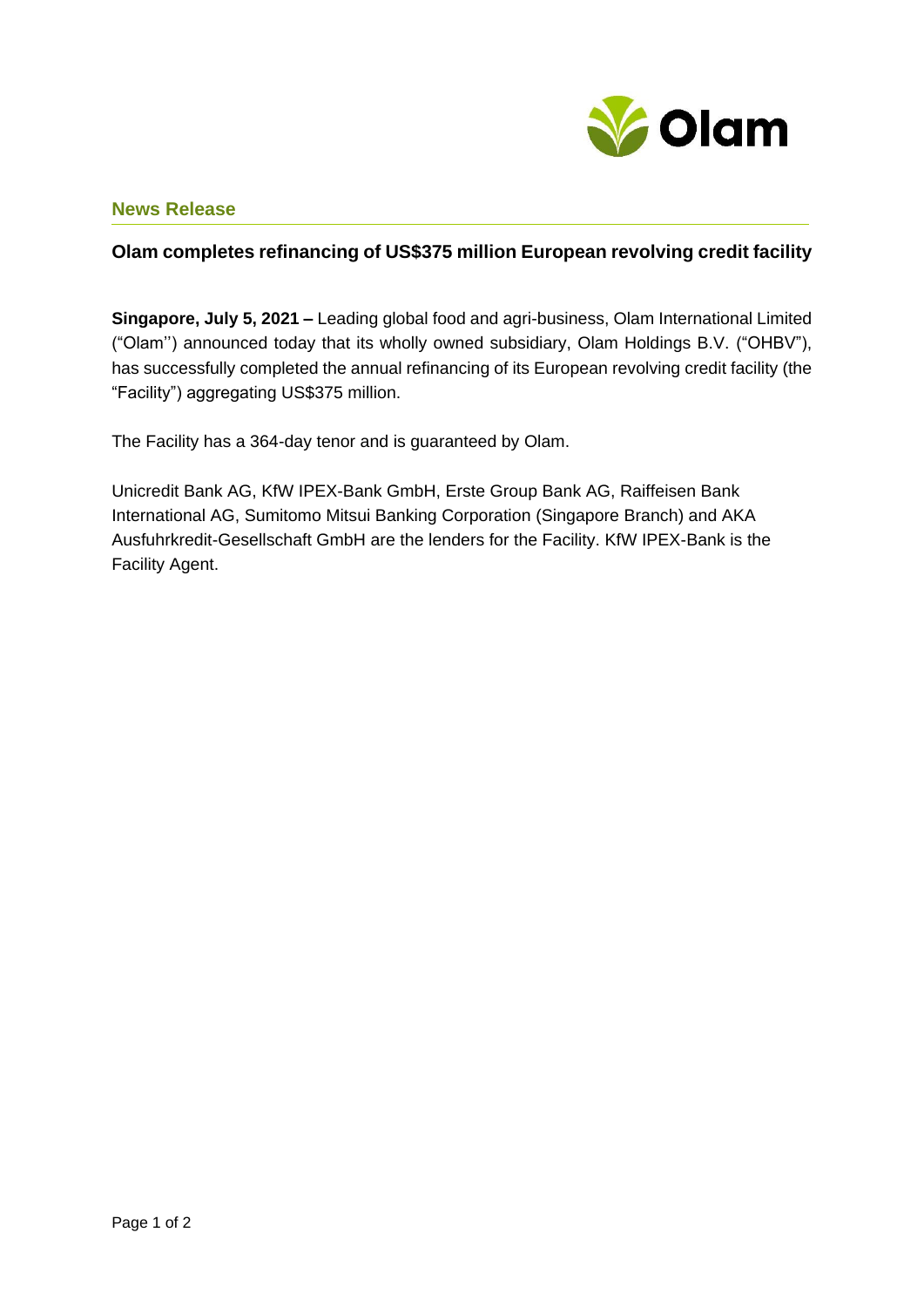## News Release

### Olam completes refinancing of US$375 million European revolving credit facility

**Singapore, July 5, 2021 –** Leading global food and agri-business, Olam International Limited ("Olam'') announced today that its wholly owned subsidiary, Olam Holdings B.V. ("OHBV"), has successfully completed the annual refinancing of its European revolving credit facility (the "Facility") aggregating US$375 million.

The Facility has a 364-day tenor and is guaranteed by Olam.

Unicredit Bank AG, KfW IPEX-Bank GmbH, Erste Group Bank AG, Raiffeisen Bank International AG, Sumitomo Mitsui Banking Corporation (Singapore Branch) and AKA Ausfuhrkredit-Gesellschaft GmbH are the lenders for the Facility. KfW IPEX-Bank is the Facility Agent.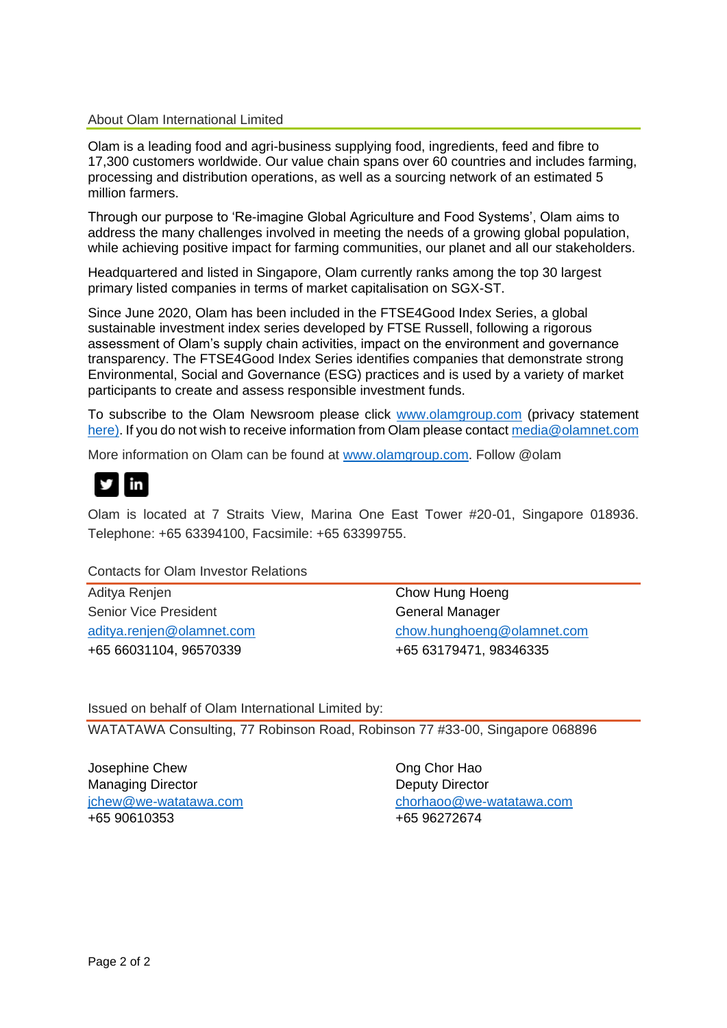## About Olam International Limited

Olam is a leading food and agri-business supplying food, ingredients, feed and fibre to 17,300 customers worldwide. Our value chain spans over 60 countries and includes farming, processing and distribution operations, as well as a sourcing network of an estimated 5 million farmers.

Through our purpose to 'Re-imagine Global Agriculture and Food Systems', Olam aims to address the many challenges involved in meeting the needs of a growing global population, while achieving positive impact for farming communities, our planet and all our stakeholders.

Headquartered and listed in Singapore, Olam currently ranks among the top 30 largest primary listed companies in terms of market capitalisation on SGX-ST.

Since June 2020, Olam has been included in the FTSE4Good Index Series, a global sustainable investment index series developed by FTSE Russell, following a rigorous assessment of Olam's supply chain activities, impact on the environment and governance transparency. The FTSE4Good Index Series identifies companies that demonstrate strong Environmental, Social and Governance (ESG) practices and is used by a variety of market participants to create and assess responsible investment funds.

To subscribe to the Olam Newsroom please click www.olamgroup.com (privacy statement here). If you do not wish to receive information from Olam please contact media@olamnet.com

More information on Olam can be found at www.olamgroup.com. Follow @olam

Olam is located at 7 Straits View, Marina One East Tower #20-01, Singapore 018936. Telephone: +65 63394100, Facsimile: +65 63399755.

## Contacts for Olam Investor Relations

Aditya Renjen
Senior Vice President
aditya.renjen@olamnet.com
+65 66031104, 96570339

Chow Hung Hoeng
General Manager
chow.hunghoeng@olamnet.com
+65 63179471, 98346335

## Issued on behalf of Olam International Limited by:

WATATAWA Consulting, 77 Robinson Road, Robinson 77 #33-00, Singapore 068896

Josephine Chew
Managing Director
jchew@we-watatawa.com
+65 90610353

Ong Chor Hao
Deputy Director
chorhaoo@we-watatawa.com
+65 96272674